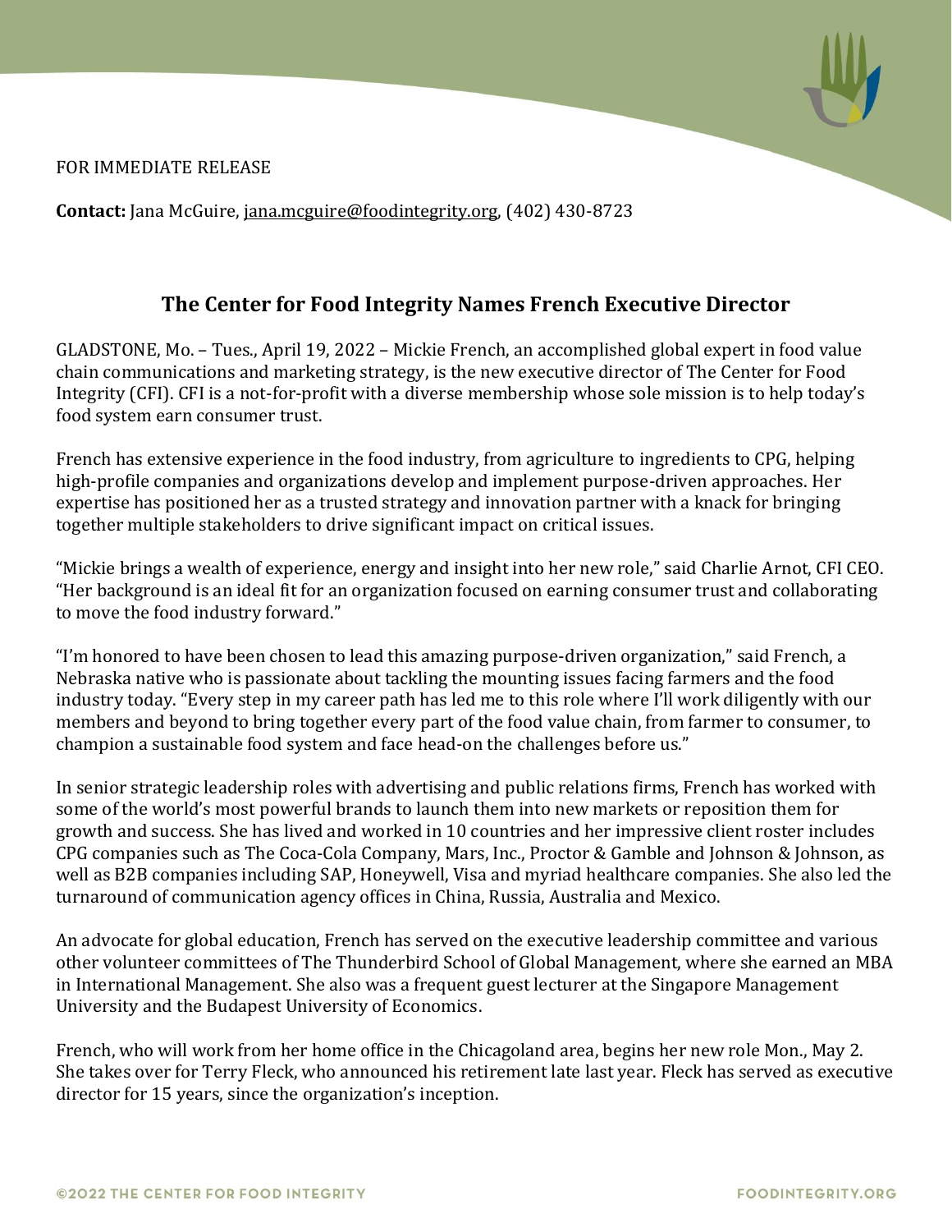FOR IMMEDIATE RELEASE

**Contact:** Jana McGuire, jana.mcguire@foodintegrity.org, (402) 430-8723

# The Center for Food Integrity Names French Executive Director

GLADSTONE, Mo. – Tues., April 19, 2022 – Mickie French, an accomplished global expert in food value chain communications and marketing strategy, is the new executive director of The Center for Food Integrity (CFI). CFI is a not-for-profit with a diverse membership whose sole mission is to help today's food system earn consumer trust.

French has extensive experience in the food industry, from agriculture to ingredients to CPG, helping high-profile companies and organizations develop and implement purpose-driven approaches. Her expertise has positioned her as a trusted strategy and innovation partner with a knack for bringing together multiple stakeholders to drive significant impact on critical issues.

"Mickie brings a wealth of experience, energy and insight into her new role," said Charlie Arnot, CFI CEO. "Her background is an ideal fit for an organization focused on earning consumer trust and collaborating to move the food industry forward."

"I'm honored to have been chosen to lead this amazing purpose-driven organization," said French, a Nebraska native who is passionate about tackling the mounting issues facing farmers and the food industry today. "Every step in my career path has led me to this role where I'll work diligently with our members and beyond to bring together every part of the food value chain, from farmer to consumer, to champion a sustainable food system and face head-on the challenges before us."

In senior strategic leadership roles with advertising and public relations firms, French has worked with some of the world's most powerful brands to launch them into new markets or reposition them for growth and success. She has lived and worked in 10 countries and her impressive client roster includes CPG companies such as The Coca-Cola Company, Mars, Inc., Proctor & Gamble and Johnson & Johnson, as well as B2B companies including SAP, Honeywell, Visa and myriad healthcare companies. She also led the turnaround of communication agency offices in China, Russia, Australia and Mexico.

An advocate for global education, French has served on the executive leadership committee and various other volunteer committees of The Thunderbird School of Global Management, where she earned an MBA in International Management. She also was a frequent guest lecturer at the Singapore Management University and the Budapest University of Economics.

French, who will work from her home office in the Chicagoland area, begins her new role Mon., May 2. She takes over for Terry Fleck, who announced his retirement late last year. Fleck has served as executive director for 15 years, since the organization's inception.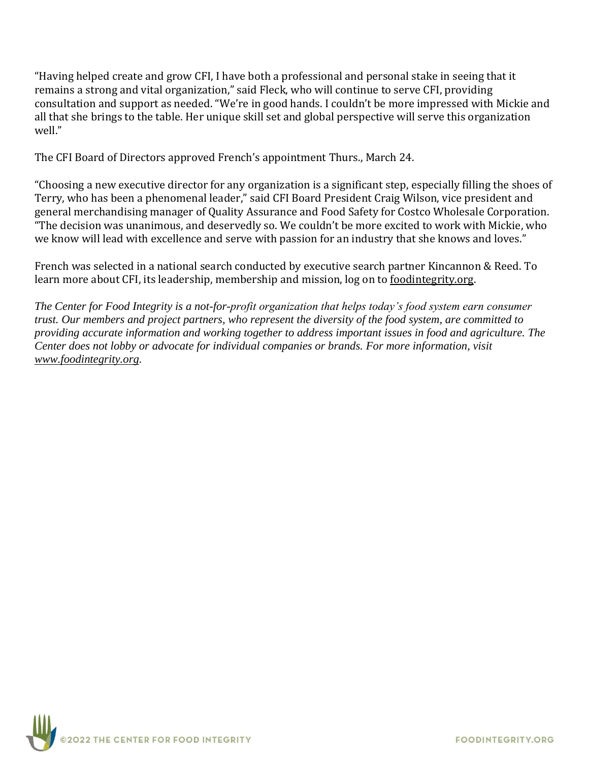"Having helped create and grow CFI, I have both a professional and personal stake in seeing that it remains a strong and vital organization," said Fleck, who will continue to serve CFI, providing consultation and support as needed. "We're in good hands. I couldn't be more impressed with Mickie and all that she brings to the table. Her unique skill set and global perspective will serve this organization well."

The CFI Board of Directors approved French's appointment Thurs., March 24.

"Choosing a new executive director for any organization is a significant step, especially filling the shoes of Terry, who has been a phenomenal leader," said CFI Board President Craig Wilson, vice president and general merchandising manager of Quality Assurance and Food Safety for Costco Wholesale Corporation. "The decision was unanimous, and deservedly so. We couldn't be more excited to work with Mickie, who we know will lead with excellence and serve with passion for an industry that she knows and loves."

French was selected in a national search conducted by executive search partner Kincannon & Reed. To learn more about CFI, its leadership, membership and mission, log on to foodintegrity.org.

*The Center for Food Integrity is a not-for-profit organization that helps today's food system earn consumer trust. Our members and project partners, who represent the diversity of the food system, are committed to providing accurate information and working together to address important issues in food and agriculture. The Center does not lobby or advocate for individual companies or brands. For more information, visit www.foodintegrity.org.*